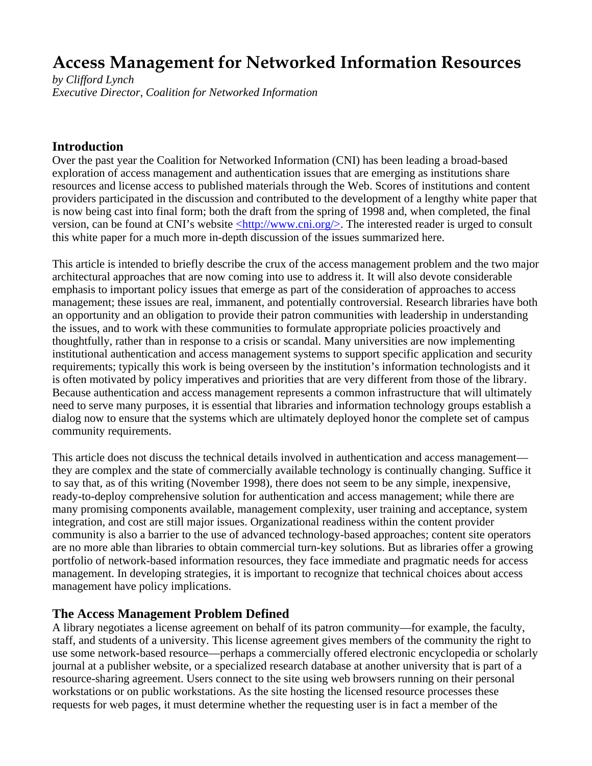# Access Management for Networked Information Resources

*by Clifford Lynch*
*Executive Director, Coalition for Networked Information*

## Introduction

Over the past year the Coalition for Networked Information (CNI) has been leading a broad-based exploration of access management and authentication issues that are emerging as institutions share resources and license access to published materials through the Web. Scores of institutions and content providers participated in the discussion and contributed to the development of a lengthy white paper that is now being cast into final form; both the draft from the spring of 1998 and, when completed, the final version, can be found at CNI's website <http://www.cni.org/>. The interested reader is urged to consult this white paper for a much more in-depth discussion of the issues summarized here.

This article is intended to briefly describe the crux of the access management problem and the two major architectural approaches that are now coming into use to address it. It will also devote considerable emphasis to important policy issues that emerge as part of the consideration of approaches to access management; these issues are real, immanent, and potentially controversial. Research libraries have both an opportunity and an obligation to provide their patron communities with leadership in understanding the issues, and to work with these communities to formulate appropriate policies proactively and thoughtfully, rather than in response to a crisis or scandal. Many universities are now implementing institutional authentication and access management systems to support specific application and security requirements; typically this work is being overseen by the institution's information technologists and it is often motivated by policy imperatives and priorities that are very different from those of the library. Because authentication and access management represents a common infrastructure that will ultimately need to serve many purposes, it is essential that libraries and information technology groups establish a dialog now to ensure that the systems which are ultimately deployed honor the complete set of campus community requirements.

This article does not discuss the technical details involved in authentication and access management—they are complex and the state of commercially available technology is continually changing. Suffice it to say that, as of this writing (November 1998), there does not seem to be any simple, inexpensive, ready-to-deploy comprehensive solution for authentication and access management; while there are many promising components available, management complexity, user training and acceptance, system integration, and cost are still major issues. Organizational readiness within the content provider community is also a barrier to the use of advanced technology-based approaches; content site operators are no more able than libraries to obtain commercial turn-key solutions. But as libraries offer a growing portfolio of network-based information resources, they face immediate and pragmatic needs for access management. In developing strategies, it is important to recognize that technical choices about access management have policy implications.

## The Access Management Problem Defined

A library negotiates a license agreement on behalf of its patron community—for example, the faculty, staff, and students of a university. This license agreement gives members of the community the right to use some network-based resource—perhaps a commercially offered electronic encyclopedia or scholarly journal at a publisher website, or a specialized research database at another university that is part of a resource-sharing agreement. Users connect to the site using web browsers running on their personal workstations or on public workstations. As the site hosting the licensed resource processes these requests for web pages, it must determine whether the requesting user is in fact a member of the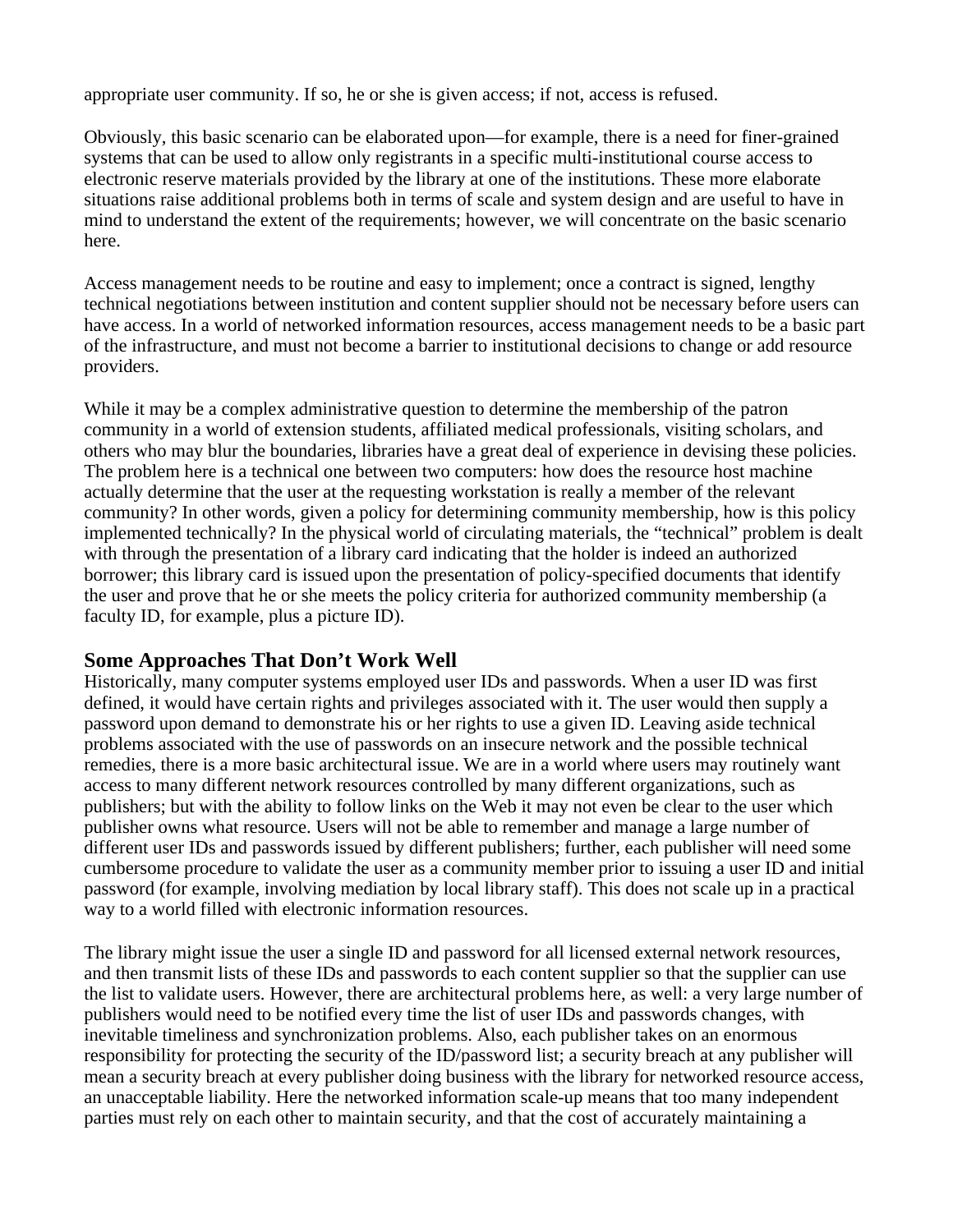appropriate user community. If so, he or she is given access; if not, access is refused.

Obviously, this basic scenario can be elaborated upon—for example, there is a need for finer-grained systems that can be used to allow only registrants in a specific multi-institutional course access to electronic reserve materials provided by the library at one of the institutions. These more elaborate situations raise additional problems both in terms of scale and system design and are useful to have in mind to understand the extent of the requirements; however, we will concentrate on the basic scenario here.

Access management needs to be routine and easy to implement; once a contract is signed, lengthy technical negotiations between institution and content supplier should not be necessary before users can have access. In a world of networked information resources, access management needs to be a basic part of the infrastructure, and must not become a barrier to institutional decisions to change or add resource providers.

While it may be a complex administrative question to determine the membership of the patron community in a world of extension students, affiliated medical professionals, visiting scholars, and others who may blur the boundaries, libraries have a great deal of experience in devising these policies. The problem here is a technical one between two computers: how does the resource host machine actually determine that the user at the requesting workstation is really a member of the relevant community? In other words, given a policy for determining community membership, how is this policy implemented technically? In the physical world of circulating materials, the "technical" problem is dealt with through the presentation of a library card indicating that the holder is indeed an authorized borrower; this library card is issued upon the presentation of policy-specified documents that identify the user and prove that he or she meets the policy criteria for authorized community membership (a faculty ID, for example, plus a picture ID).

## Some Approaches That Don't Work Well

Historically, many computer systems employed user IDs and passwords. When a user ID was first defined, it would have certain rights and privileges associated with it. The user would then supply a password upon demand to demonstrate his or her rights to use a given ID. Leaving aside technical problems associated with the use of passwords on an insecure network and the possible technical remedies, there is a more basic architectural issue. We are in a world where users may routinely want access to many different network resources controlled by many different organizations, such as publishers; but with the ability to follow links on the Web it may not even be clear to the user which publisher owns what resource. Users will not be able to remember and manage a large number of different user IDs and passwords issued by different publishers; further, each publisher will need some cumbersome procedure to validate the user as a community member prior to issuing a user ID and initial password (for example, involving mediation by local library staff). This does not scale up in a practical way to a world filled with electronic information resources.

The library might issue the user a single ID and password for all licensed external network resources, and then transmit lists of these IDs and passwords to each content supplier so that the supplier can use the list to validate users. However, there are architectural problems here, as well: a very large number of publishers would need to be notified every time the list of user IDs and passwords changes, with inevitable timeliness and synchronization problems. Also, each publisher takes on an enormous responsibility for protecting the security of the ID/password list; a security breach at any publisher will mean a security breach at every publisher doing business with the library for networked resource access, an unacceptable liability. Here the networked information scale-up means that too many independent parties must rely on each other to maintain security, and that the cost of accurately maintaining a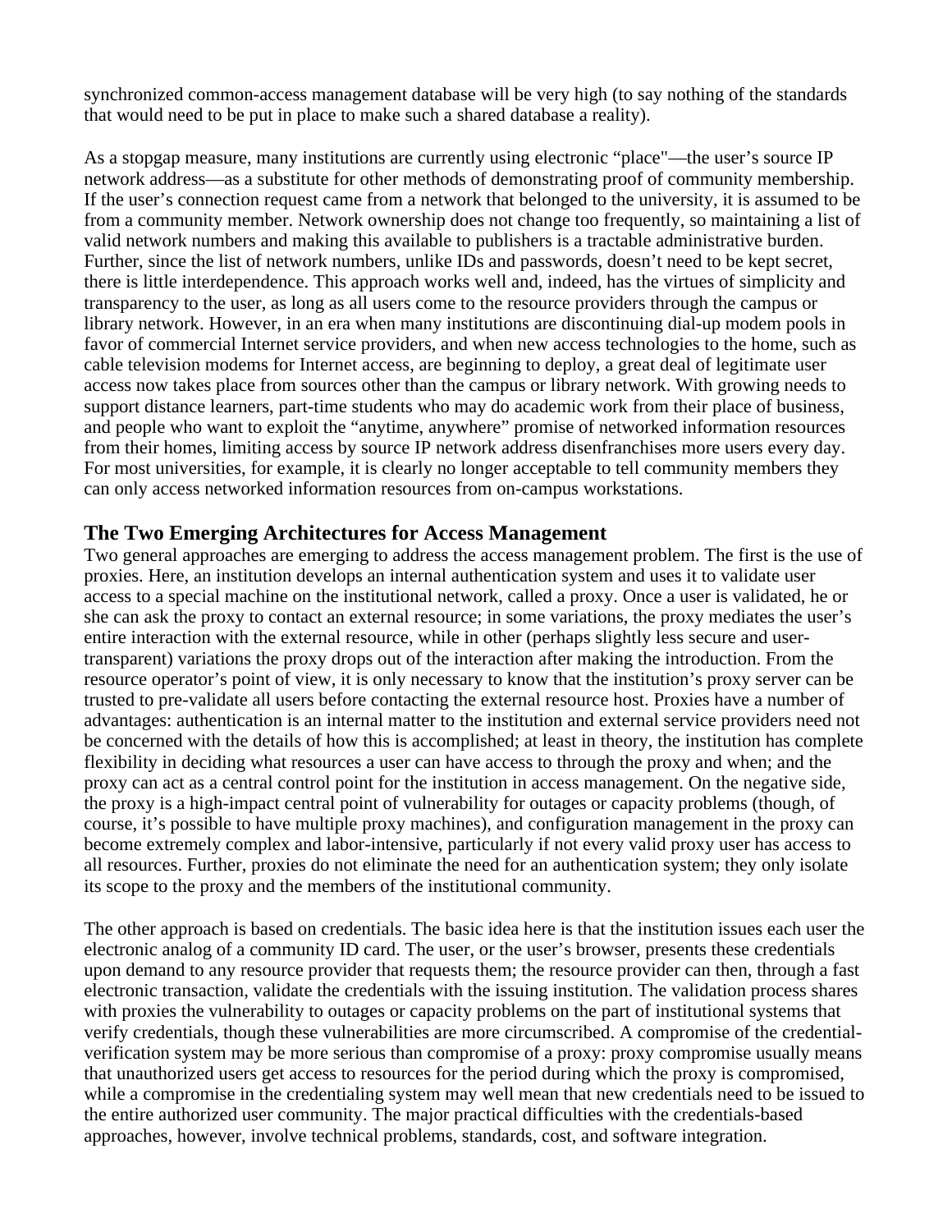synchronized common-access management database will be very high (to say nothing of the standards that would need to be put in place to make such a shared database a reality).

As a stopgap measure, many institutions are currently using electronic “place"—the user’s source IP network address—as a substitute for other methods of demonstrating proof of community membership. If the user’s connection request came from a network that belonged to the university, it is assumed to be from a community member. Network ownership does not change too frequently, so maintaining a list of valid network numbers and making this available to publishers is a tractable administrative burden. Further, since the list of network numbers, unlike IDs and passwords, doesn’t need to be kept secret, there is little interdependence. This approach works well and, indeed, has the virtues of simplicity and transparency to the user, as long as all users come to the resource providers through the campus or library network. However, in an era when many institutions are discontinuing dial-up modem pools in favor of commercial Internet service providers, and when new access technologies to the home, such as cable television modems for Internet access, are beginning to deploy, a great deal of legitimate user access now takes place from sources other than the campus or library network. With growing needs to support distance learners, part-time students who may do academic work from their place of business, and people who want to exploit the “anytime, anywhere” promise of networked information resources from their homes, limiting access by source IP network address disenfranchises more users every day. For most universities, for example, it is clearly no longer acceptable to tell community members they can only access networked information resources from on-campus workstations.

## The Two Emerging Architectures for Access Management

Two general approaches are emerging to address the access management problem. The first is the use of proxies. Here, an institution develops an internal authentication system and uses it to validate user access to a special machine on the institutional network, called a proxy. Once a user is validated, he or she can ask the proxy to contact an external resource; in some variations, the proxy mediates the user’s entire interaction with the external resource, while in other (perhaps slightly less secure and user-transparent) variations the proxy drops out of the interaction after making the introduction. From the resource operator’s point of view, it is only necessary to know that the institution’s proxy server can be trusted to pre-validate all users before contacting the external resource host. Proxies have a number of advantages: authentication is an internal matter to the institution and external service providers need not be concerned with the details of how this is accomplished; at least in theory, the institution has complete flexibility in deciding what resources a user can have access to through the proxy and when; and the proxy can act as a central control point for the institution in access management. On the negative side, the proxy is a high-impact central point of vulnerability for outages or capacity problems (though, of course, it’s possible to have multiple proxy machines), and configuration management in the proxy can become extremely complex and labor-intensive, particularly if not every valid proxy user has access to all resources. Further, proxies do not eliminate the need for an authentication system; they only isolate its scope to the proxy and the members of the institutional community.

The other approach is based on credentials. The basic idea here is that the institution issues each user the electronic analog of a community ID card. The user, or the user’s browser, presents these credentials upon demand to any resource provider that requests them; the resource provider can then, through a fast electronic transaction, validate the credentials with the issuing institution. The validation process shares with proxies the vulnerability to outages or capacity problems on the part of institutional systems that verify credentials, though these vulnerabilities are more circumscribed. A compromise of the credential-verification system may be more serious than compromise of a proxy: proxy compromise usually means that unauthorized users get access to resources for the period during which the proxy is compromised, while a compromise in the credentialing system may well mean that new credentials need to be issued to the entire authorized user community. The major practical difficulties with the credentials-based approaches, however, involve technical problems, standards, cost, and software integration.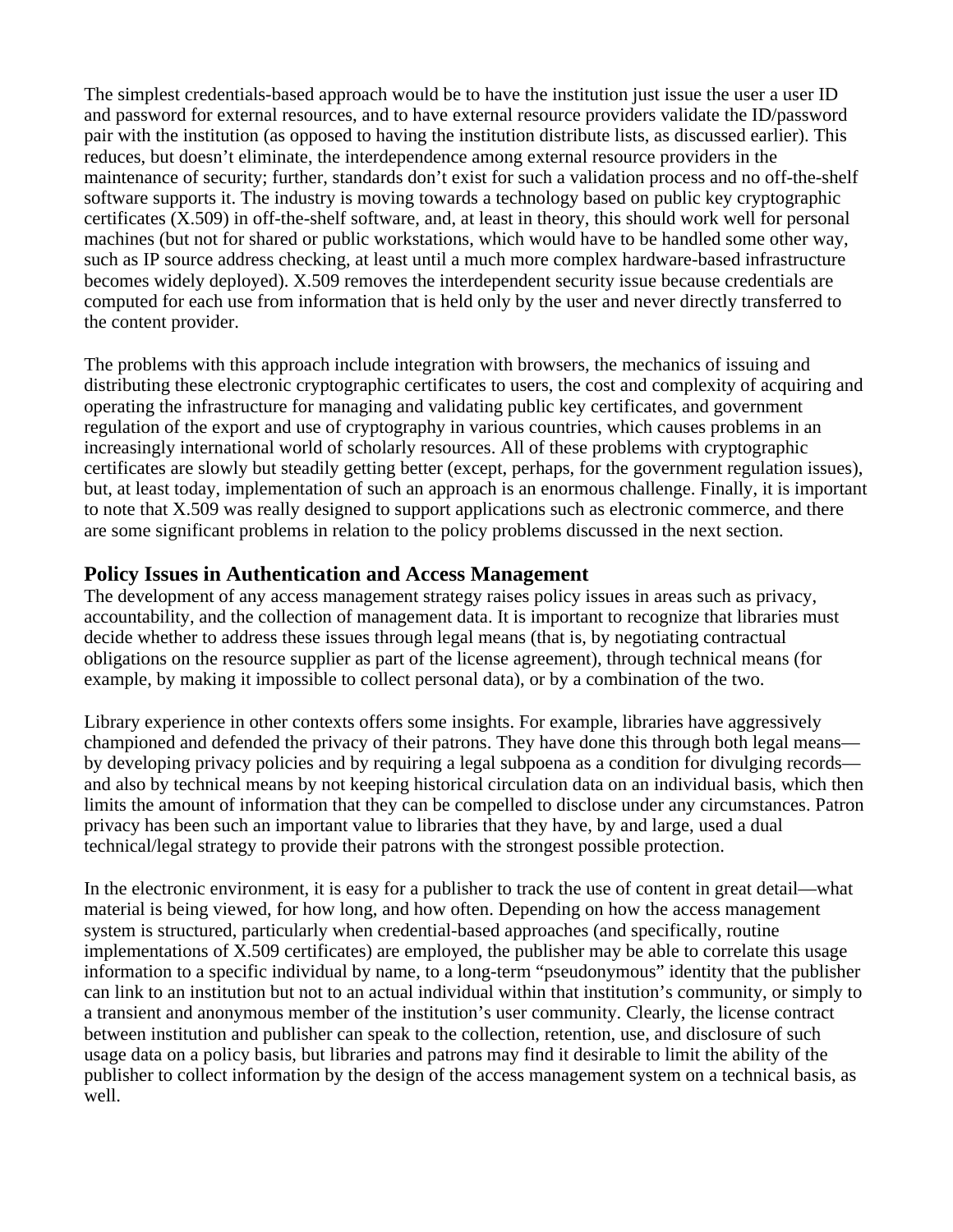The simplest credentials-based approach would be to have the institution just issue the user a user ID and password for external resources, and to have external resource providers validate the ID/password pair with the institution (as opposed to having the institution distribute lists, as discussed earlier). This reduces, but doesn't eliminate, the interdependence among external resource providers in the maintenance of security; further, standards don't exist for such a validation process and no off-the-shelf software supports it. The industry is moving towards a technology based on public key cryptographic certificates (X.509) in off-the-shelf software, and, at least in theory, this should work well for personal machines (but not for shared or public workstations, which would have to be handled some other way, such as IP source address checking, at least until a much more complex hardware-based infrastructure becomes widely deployed). X.509 removes the interdependent security issue because credentials are computed for each use from information that is held only by the user and never directly transferred to the content provider.

The problems with this approach include integration with browsers, the mechanics of issuing and distributing these electronic cryptographic certificates to users, the cost and complexity of acquiring and operating the infrastructure for managing and validating public key certificates, and government regulation of the export and use of cryptography in various countries, which causes problems in an increasingly international world of scholarly resources. All of these problems with cryptographic certificates are slowly but steadily getting better (except, perhaps, for the government regulation issues), but, at least today, implementation of such an approach is an enormous challenge. Finally, it is important to note that X.509 was really designed to support applications such as electronic commerce, and there are some significant problems in relation to the policy problems discussed in the next section.

## Policy Issues in Authentication and Access Management

The development of any access management strategy raises policy issues in areas such as privacy, accountability, and the collection of management data. It is important to recognize that libraries must decide whether to address these issues through legal means (that is, by negotiating contractual obligations on the resource supplier as part of the license agreement), through technical means (for example, by making it impossible to collect personal data), or by a combination of the two.

Library experience in other contexts offers some insights. For example, libraries have aggressively championed and defended the privacy of their patrons. They have done this through both legal means—by developing privacy policies and by requiring a legal subpoena as a condition for divulging records—and also by technical means by not keeping historical circulation data on an individual basis, which then limits the amount of information that they can be compelled to disclose under any circumstances. Patron privacy has been such an important value to libraries that they have, by and large, used a dual technical/legal strategy to provide their patrons with the strongest possible protection.

In the electronic environment, it is easy for a publisher to track the use of content in great detail—what material is being viewed, for how long, and how often. Depending on how the access management system is structured, particularly when credential-based approaches (and specifically, routine implementations of X.509 certificates) are employed, the publisher may be able to correlate this usage information to a specific individual by name, to a long-term "pseudonymous" identity that the publisher can link to an institution but not to an actual individual within that institution's community, or simply to a transient and anonymous member of the institution's user community. Clearly, the license contract between institution and publisher can speak to the collection, retention, use, and disclosure of such usage data on a policy basis, but libraries and patrons may find it desirable to limit the ability of the publisher to collect information by the design of the access management system on a technical basis, as well.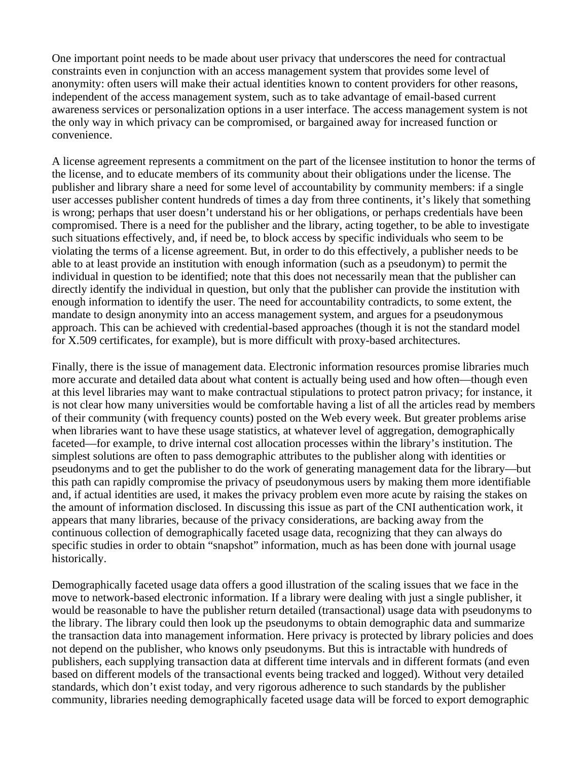One important point needs to be made about user privacy that underscores the need for contractual constraints even in conjunction with an access management system that provides some level of anonymity: often users will make their actual identities known to content providers for other reasons, independent of the access management system, such as to take advantage of email-based current awareness services or personalization options in a user interface. The access management system is not the only way in which privacy can be compromised, or bargained away for increased function or convenience.

A license agreement represents a commitment on the part of the licensee institution to honor the terms of the license, and to educate members of its community about their obligations under the license. The publisher and library share a need for some level of accountability by community members: if a single user accesses publisher content hundreds of times a day from three continents, it's likely that something is wrong; perhaps that user doesn't understand his or her obligations, or perhaps credentials have been compromised. There is a need for the publisher and the library, acting together, to be able to investigate such situations effectively, and, if need be, to block access by specific individuals who seem to be violating the terms of a license agreement. But, in order to do this effectively, a publisher needs to be able to at least provide an institution with enough information (such as a pseudonym) to permit the individual in question to be identified; note that this does not necessarily mean that the publisher can directly identify the individual in question, but only that the publisher can provide the institution with enough information to identify the user. The need for accountability contradicts, to some extent, the mandate to design anonymity into an access management system, and argues for a pseudonymous approach. This can be achieved with credential-based approaches (though it is not the standard model for X.509 certificates, for example), but is more difficult with proxy-based architectures.

Finally, there is the issue of management data. Electronic information resources promise libraries much more accurate and detailed data about what content is actually being used and how often—though even at this level libraries may want to make contractual stipulations to protect patron privacy; for instance, it is not clear how many universities would be comfortable having a list of all the articles read by members of their community (with frequency counts) posted on the Web every week. But greater problems arise when libraries want to have these usage statistics, at whatever level of aggregation, demographically faceted—for example, to drive internal cost allocation processes within the library's institution. The simplest solutions are often to pass demographic attributes to the publisher along with identities or pseudonyms and to get the publisher to do the work of generating management data for the library—but this path can rapidly compromise the privacy of pseudonymous users by making them more identifiable and, if actual identities are used, it makes the privacy problem even more acute by raising the stakes on the amount of information disclosed. In discussing this issue as part of the CNI authentication work, it appears that many libraries, because of the privacy considerations, are backing away from the continuous collection of demographically faceted usage data, recognizing that they can always do specific studies in order to obtain "snapshot" information, much as has been done with journal usage historically.

Demographically faceted usage data offers a good illustration of the scaling issues that we face in the move to network-based electronic information. If a library were dealing with just a single publisher, it would be reasonable to have the publisher return detailed (transactional) usage data with pseudonyms to the library. The library could then look up the pseudonyms to obtain demographic data and summarize the transaction data into management information. Here privacy is protected by library policies and does not depend on the publisher, who knows only pseudonyms. But this is intractable with hundreds of publishers, each supplying transaction data at different time intervals and in different formats (and even based on different models of the transactional events being tracked and logged). Without very detailed standards, which don't exist today, and very rigorous adherence to such standards by the publisher community, libraries needing demographically faceted usage data will be forced to export demographic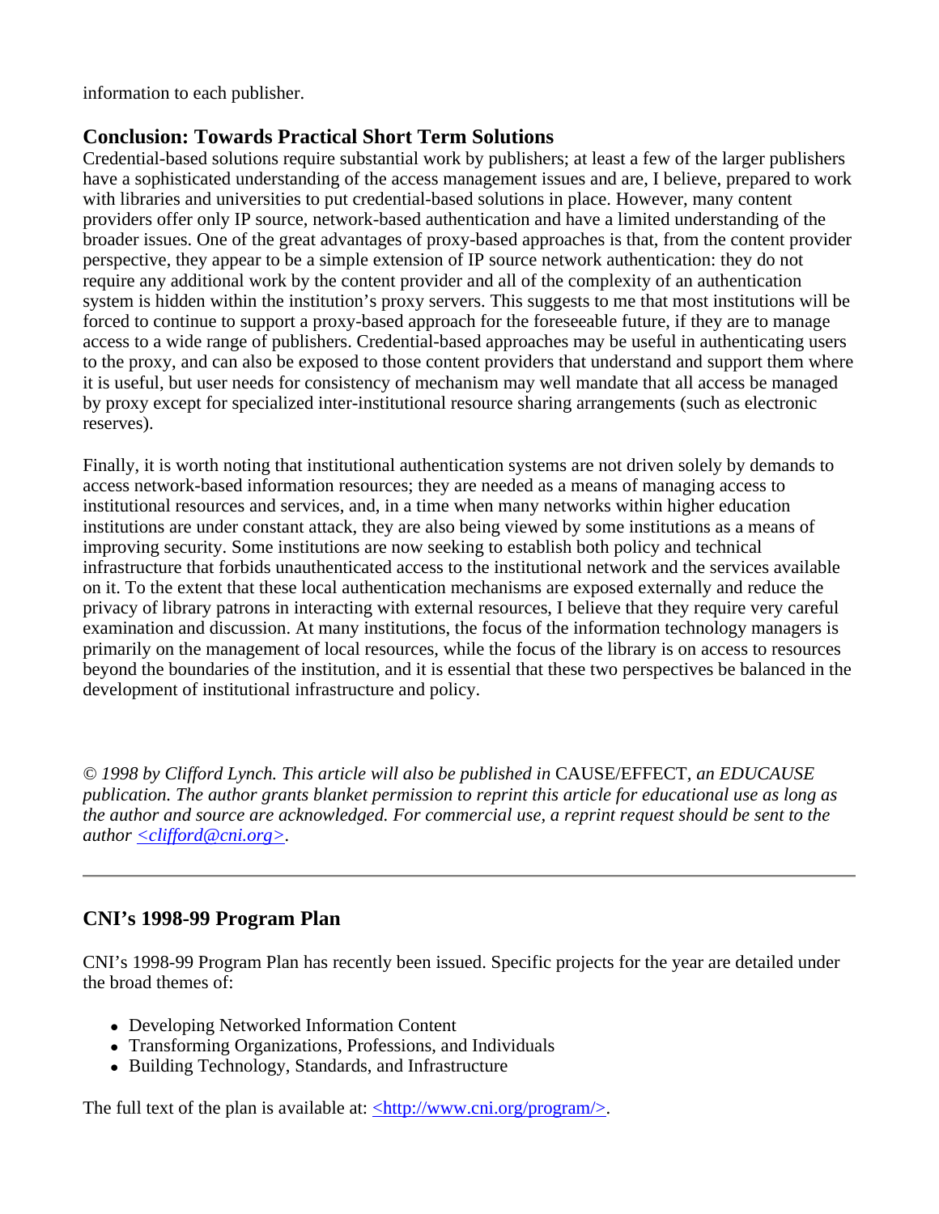information to each publisher.

### Conclusion: Towards Practical Short Term Solutions

Credential-based solutions require substantial work by publishers; at least a few of the larger publishers have a sophisticated understanding of the access management issues and are, I believe, prepared to work with libraries and universities to put credential-based solutions in place. However, many content providers offer only IP source, network-based authentication and have a limited understanding of the broader issues. One of the great advantages of proxy-based approaches is that, from the content provider perspective, they appear to be a simple extension of IP source network authentication: they do not require any additional work by the content provider and all of the complexity of an authentication system is hidden within the institution's proxy servers. This suggests to me that most institutions will be forced to continue to support a proxy-based approach for the foreseeable future, if they are to manage access to a wide range of publishers. Credential-based approaches may be useful in authenticating users to the proxy, and can also be exposed to those content providers that understand and support them where it is useful, but user needs for consistency of mechanism may well mandate that all access be managed by proxy except for specialized inter-institutional resource sharing arrangements (such as electronic reserves).

Finally, it is worth noting that institutional authentication systems are not driven solely by demands to access network-based information resources; they are needed as a means of managing access to institutional resources and services, and, in a time when many networks within higher education institutions are under constant attack, they are also being viewed by some institutions as a means of improving security. Some institutions are now seeking to establish both policy and technical infrastructure that forbids unauthenticated access to the institutional network and the services available on it. To the extent that these local authentication mechanisms are exposed externally and reduce the privacy of library patrons in interacting with external resources, I believe that they require very careful examination and discussion. At many institutions, the focus of the information technology managers is primarily on the management of local resources, while the focus of the library is on access to resources beyond the boundaries of the institution, and it is essential that these two perspectives be balanced in the development of institutional infrastructure and policy.

*© 1998 by Clifford Lynch. This article will also be published in* CAUSE/EFFECT*, an EDUCAUSE publication. The author grants blanket permission to reprint this article for educational use as long as the author and source are acknowledged. For commercial use, a reprint request should be sent to the author <clifford@cni.org>.*

---

### CNI's 1998-99 Program Plan

CNI's 1998-99 Program Plan has recently been issued. Specific projects for the year are detailed under the broad themes of:

- Developing Networked Information Content
- Transforming Organizations, Professions, and Individuals
- Building Technology, Standards, and Infrastructure

The full text of the plan is available at: <http://www.cni.org/program/>.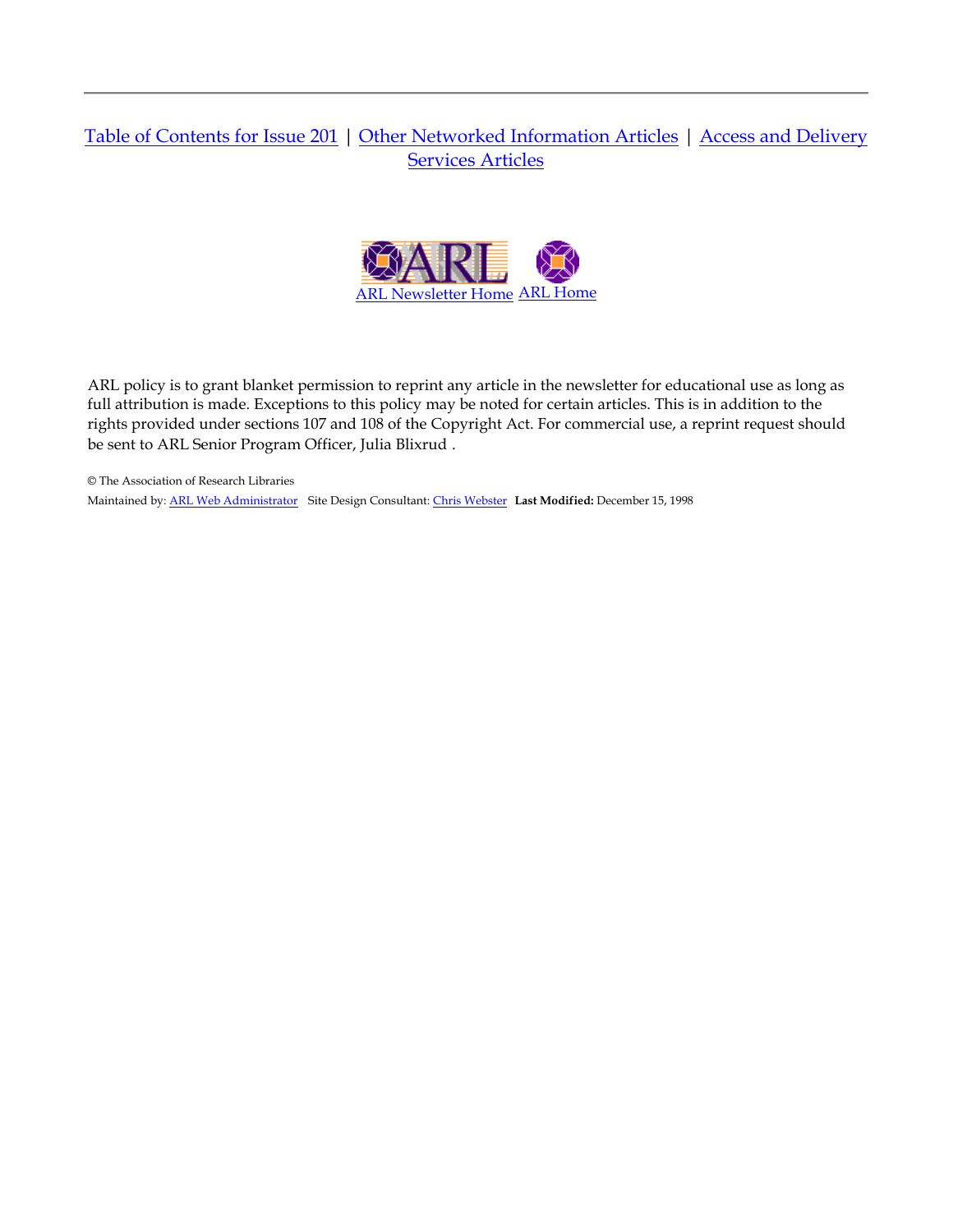---

Table of Contents for Issue 201 | Other Networked Information Articles | Access and Delivery Services Articles

ARL Newsletter Home ARL Home

ARL policy is to grant blanket permission to reprint any article in the newsletter for educational use as long as full attribution is made. Exceptions to this policy may be noted for certain articles. This is in addition to the rights provided under sections 107 and 108 of the Copyright Act. For commercial use, a reprint request should be sent to ARL Senior Program Officer, Julia Blixrud .

© The Association of Research Libraries

Maintained by: ARL Web Administrator Site Design Consultant: Chris Webster **Last Modified:** December 15, 1998